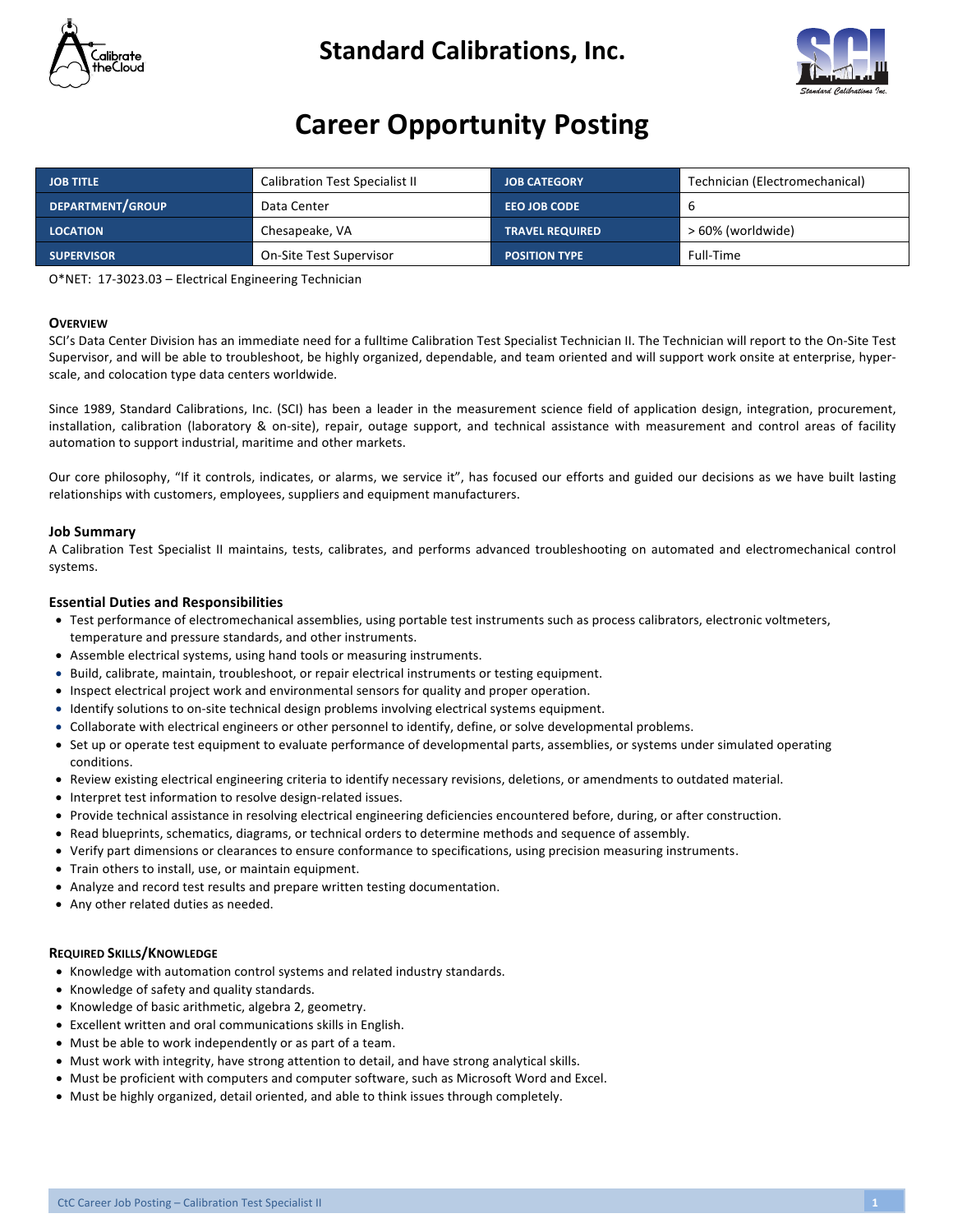# Standard Calibrations, Inc.

# Career Opportunity Posting

| JOB TITLE | Calibration Test Specialist II | JOB CATEGORY | Technician (Electromechanical) |
|---|---|---|---|
| DEPARTMENT/GROUP | Data Center | EEO JOB CODE | 6 |
| LOCATION | Chesapeake, VA | TRAVEL REQUIRED | > 60% (worldwide) |
| SUPERVISOR | On-Site Test Supervisor | POSITION TYPE | Full-Time |

O*NET: 17-3023.03 – Electrical Engineering Technician

### OVERVIEW

SCI's Data Center Division has an immediate need for a fulltime Calibration Test Specialist Technician II. The Technician will report to the On-Site Test Supervisor, and will be able to troubleshoot, be highly organized, dependable, and team oriented and will support work onsite at enterprise, hyper-scale, and colocation type data centers worldwide.

Since 1989, Standard Calibrations, Inc. (SCI) has been a leader in the measurement science field of application design, integration, procurement, installation, calibration (laboratory & on-site), repair, outage support, and technical assistance with measurement and control areas of facility automation to support industrial, maritime and other markets.

Our core philosophy, "If it controls, indicates, or alarms, we service it", has focused our efforts and guided our decisions as we have built lasting relationships with customers, employees, suppliers and equipment manufacturers.

### Job Summary

A Calibration Test Specialist II maintains, tests, calibrates, and performs advanced troubleshooting on automated and electromechanical control systems.

### Essential Duties and Responsibilities

- Test performance of electromechanical assemblies, using portable test instruments such as process calibrators, electronic voltmeters, temperature and pressure standards, and other instruments.
- Assemble electrical systems, using hand tools or measuring instruments.
- Build, calibrate, maintain, troubleshoot, or repair electrical instruments or testing equipment.
- Inspect electrical project work and environmental sensors for quality and proper operation.
- Identify solutions to on-site technical design problems involving electrical systems equipment.
- Collaborate with electrical engineers or other personnel to identify, define, or solve developmental problems.
- Set up or operate test equipment to evaluate performance of developmental parts, assemblies, or systems under simulated operating conditions.
- Review existing electrical engineering criteria to identify necessary revisions, deletions, or amendments to outdated material.
- Interpret test information to resolve design-related issues.
- Provide technical assistance in resolving electrical engineering deficiencies encountered before, during, or after construction.
- Read blueprints, schematics, diagrams, or technical orders to determine methods and sequence of assembly.
- Verify part dimensions or clearances to ensure conformance to specifications, using precision measuring instruments.
- Train others to install, use, or maintain equipment.
- Analyze and record test results and prepare written testing documentation.
- Any other related duties as needed.

### REQUIRED SKILLS/KNOWLEDGE

- Knowledge with automation control systems and related industry standards.
- Knowledge of safety and quality standards.
- Knowledge of basic arithmetic, algebra 2, geometry.
- Excellent written and oral communications skills in English.
- Must be able to work independently or as part of a team.
- Must work with integrity, have strong attention to detail, and have strong analytical skills.
- Must be proficient with computers and computer software, such as Microsoft Word and Excel.
- Must be highly organized, detail oriented, and able to think issues through completely.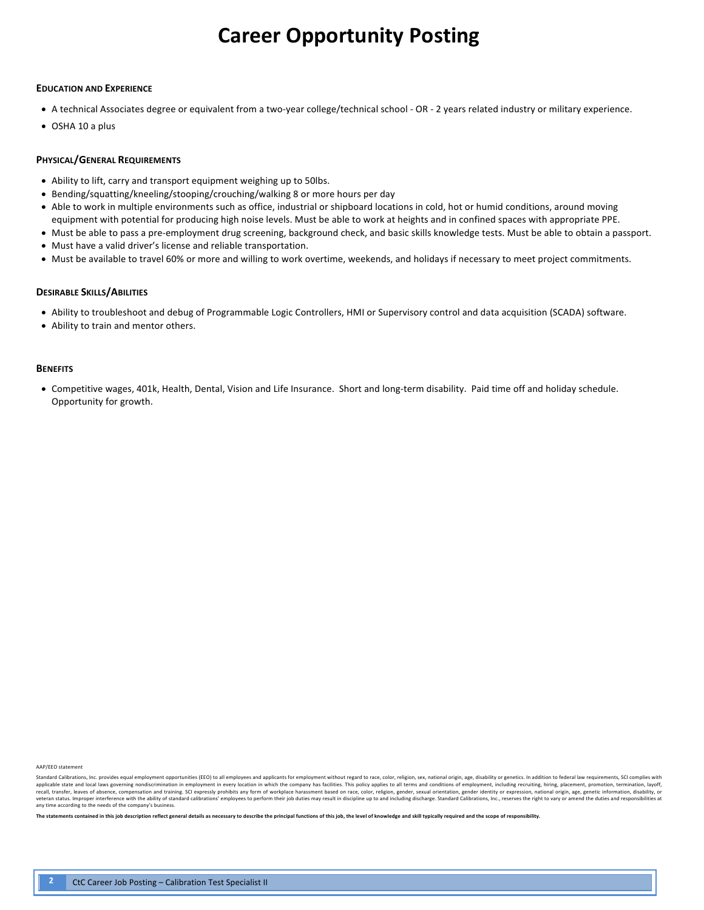# Career Opportunity Posting

#### EDUCATION AND EXPERIENCE

- A technical Associates degree or equivalent from a two-year college/technical school - OR - 2 years related industry or military experience.
- OSHA 10 a plus

#### PHYSICAL/GENERAL REQUIREMENTS

- Ability to lift, carry and transport equipment weighing up to 50lbs.
- Bending/squatting/kneeling/stooping/crouching/walking 8 or more hours per day
- Able to work in multiple environments such as office, industrial or shipboard locations in cold, hot or humid conditions, around moving equipment with potential for producing high noise levels. Must be able to work at heights and in confined spaces with appropriate PPE.
- Must be able to pass a pre-employment drug screening, background check, and basic skills knowledge tests. Must be able to obtain a passport.
- Must have a valid driver's license and reliable transportation.
- Must be available to travel 60% or more and willing to work overtime, weekends, and holidays if necessary to meet project commitments.

#### DESIRABLE SKILLS/ABILITIES

- Ability to troubleshoot and debug of Programmable Logic Controllers, HMI or Supervisory control and data acquisition (SCADA) software.
- Ability to train and mentor others.

#### BENEFITS

- Competitive wages, 401k, Health, Dental, Vision and Life Insurance. Short and long-term disability. Paid time off and holiday schedule. Opportunity for growth.

AAP/EEO statement

Standard Calibrations, Inc. provides equal employment opportunities (EEO) to all employees and applicants for employment without regard to race, color, religion, sex, national origin, age, disability or genetics. In addition to federal law requirements, SCI complies with applicable state and local laws governing nondiscrimination in employment in every location in which the company has facilities. This policy applies to all terms and conditions of employment, including recruiting, hiring, placement, promotion, termination, layoff, recall, transfer, leaves of absence, compensation and training. SCI expressly prohibits any form of workplace harassment based on race, color, religion, gender, sexual orientation, gender identity or expression, national origin, age, genetic information, disability, or veteran status. Improper interference with the ability of standard calibrations' employees to perform their job duties may result in discipline up to and including discharge. Standard Calibrations, Inc., reserves the right to vary or amend the duties and responsibilities at any time according to the needs of the company's business.

**The statements contained in this job description reflect general details as necessary to describe the principal functions of this job, the level of knowledge and skill typically required and the scope of responsibility.**